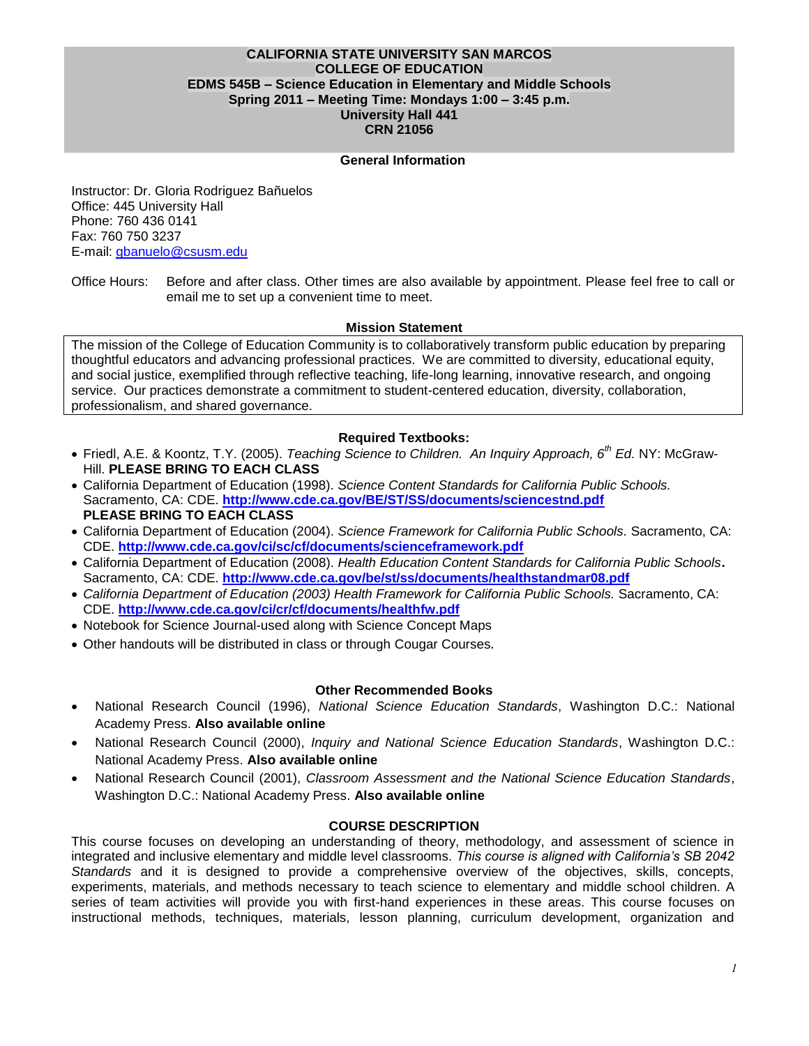**CALIFORNIA STATE UNIVERSITY SAN MARCOS**
**COLLEGE OF EDUCATION**
**EDMS 545B – Science Education in Elementary and Middle Schools**
**Spring 2011 – Meeting Time: Mondays 1:00 – 3:45 p.m.**
**University Hall 441**
**CRN 21056**

## General Information

Instructor: Dr. Gloria Rodriguez Bañuelos
Office: 445 University Hall
Phone: 760 436 0141
Fax: 760 750 3237
E-mail: gbanuelo@csusm.edu

Office Hours: Before and after class. Other times are also available by appointment. Please feel free to call or email me to set up a convenient time to meet.

## Mission Statement

The mission of the College of Education Community is to collaboratively transform public education by preparing thoughtful educators and advancing professional practices. We are committed to diversity, educational equity, and social justice, exemplified through reflective teaching, life-long learning, innovative research, and ongoing service. Our practices demonstrate a commitment to student-centered education, diversity, collaboration, professionalism, and shared governance.

## Required Textbooks:

- Friedl, A.E. & Koontz, T.Y. (2005). *Teaching Science to Children. An Inquiry Approach, 6th Ed.* NY: McGraw-Hill. **PLEASE BRING TO EACH CLASS**
- California Department of Education (1998). *Science Content Standards for California Public Schools.* Sacramento, CA: CDE. **http://www.cde.ca.gov/BE/ST/SS/documents/sciencestnd.pdf** **PLEASE BRING TO EACH CLASS**
- California Department of Education (2004). *Science Framework for California Public Schools.* Sacramento, CA: CDE. **http://www.cde.ca.gov/ci/sc/cf/documents/scienceframework.pdf**
- California Department of Education (2008). *Health Education Content Standards for California Public Schools*. Sacramento, CA: CDE. **http://www.cde.ca.gov/be/st/ss/documents/healthstandmar08.pdf**
- *California Department of Education (2003) Health Framework for California Public Schools.* Sacramento, CA: CDE. **http://www.cde.ca.gov/ci/cr/cf/documents/healthfw.pdf**
- Notebook for Science Journal-used along with Science Concept Maps
- Other handouts will be distributed in class or through Cougar Courses.

## Other Recommended Books

- National Research Council (1996), *National Science Education Standards*, Washington D.C.: National Academy Press. **Also available online**
- National Research Council (2000), *Inquiry and National Science Education Standards*, Washington D.C.: National Academy Press. **Also available online**
- National Research Council (2001), *Classroom Assessment and the National Science Education Standards*, Washington D.C.: National Academy Press. **Also available online**

## COURSE DESCRIPTION

This course focuses on developing an understanding of theory, methodology, and assessment of science in integrated and inclusive elementary and middle level classrooms. *This course is aligned with California's SB 2042 Standards* and it is designed to provide a comprehensive overview of the objectives, skills, concepts, experiments, materials, and methods necessary to teach science to elementary and middle school children. A series of team activities will provide you with first-hand experiences in these areas. This course focuses on instructional methods, techniques, materials, lesson planning, curriculum development, organization and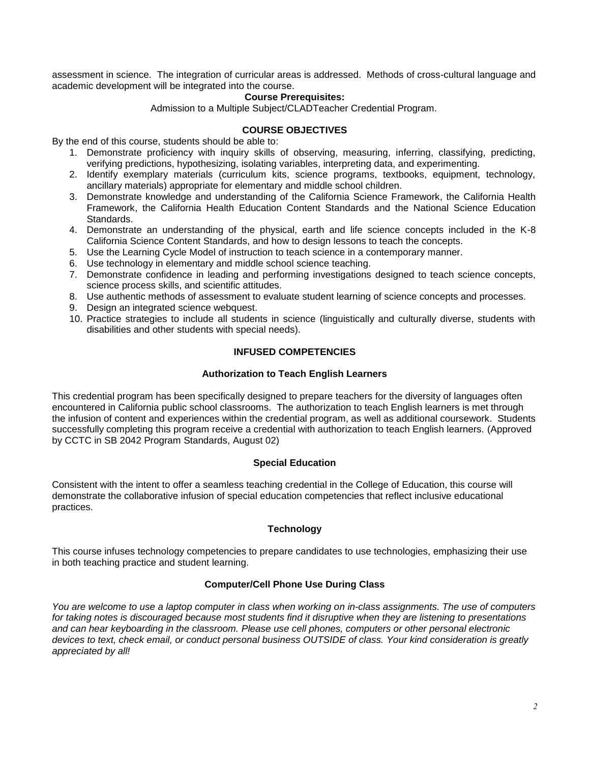assessment in science. The integration of curricular areas is addressed. Methods of cross-cultural language and academic development will be integrated into the course.

**Course Prerequisites:**

Admission to a Multiple Subject/CLADTeacher Credential Program.

## COURSE OBJECTIVES

By the end of this course, students should be able to:

1. Demonstrate proficiency with inquiry skills of observing, measuring, inferring, classifying, predicting, verifying predictions, hypothesizing, isolating variables, interpreting data, and experimenting.
2. Identify exemplary materials (curriculum kits, science programs, textbooks, equipment, technology, ancillary materials) appropriate for elementary and middle school children.
3. Demonstrate knowledge and understanding of the California Science Framework, the California Health Framework, the California Health Education Content Standards and the National Science Education Standards.
4. Demonstrate an understanding of the physical, earth and life science concepts included in the K-8 California Science Content Standards, and how to design lessons to teach the concepts.
5. Use the Learning Cycle Model of instruction to teach science in a contemporary manner.
6. Use technology in elementary and middle school science teaching.
7. Demonstrate confidence in leading and performing investigations designed to teach science concepts, science process skills, and scientific attitudes.
8. Use authentic methods of assessment to evaluate student learning of science concepts and processes.
9. Design an integrated science webquest.
10. Practice strategies to include all students in science (linguistically and culturally diverse, students with disabilities and other students with special needs).

## INFUSED COMPETENCIES

### Authorization to Teach English Learners

This credential program has been specifically designed to prepare teachers for the diversity of languages often encountered in California public school classrooms. The authorization to teach English learners is met through the infusion of content and experiences within the credential program, as well as additional coursework. Students successfully completing this program receive a credential with authorization to teach English learners. (Approved by CCTC in SB 2042 Program Standards, August 02)

### Special Education

Consistent with the intent to offer a seamless teaching credential in the College of Education, this course will demonstrate the collaborative infusion of special education competencies that reflect inclusive educational practices.

### Technology

This course infuses technology competencies to prepare candidates to use technologies, emphasizing their use in both teaching practice and student learning.

### Computer/Cell Phone Use During Class

*You are welcome to use a laptop computer in class when working on in-class assignments. The use of computers for taking notes is discouraged because most students find it disruptive when they are listening to presentations and can hear keyboarding in the classroom. Please use cell phones, computers or other personal electronic devices to text, check email, or conduct personal business OUTSIDE of class. Your kind consideration is greatly appreciated by all!*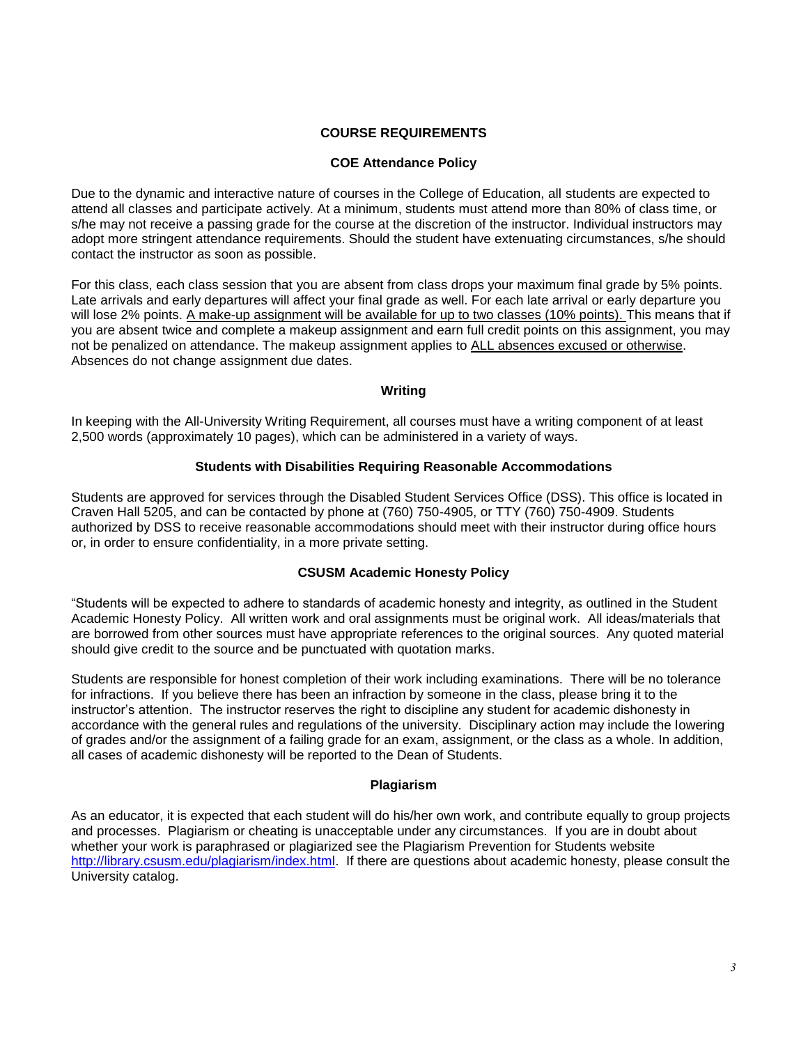## COURSE REQUIREMENTS

### COE Attendance Policy

Due to the dynamic and interactive nature of courses in the College of Education, all students are expected to attend all classes and participate actively. At a minimum, students must attend more than 80% of class time, or s/he may not receive a passing grade for the course at the discretion of the instructor. Individual instructors may adopt more stringent attendance requirements. Should the student have extenuating circumstances, s/he should contact the instructor as soon as possible.

For this class, each class session that you are absent from class drops your maximum final grade by 5% points. Late arrivals and early departures will affect your final grade as well. For each late arrival or early departure you will lose 2% points. <u>A make-up assignment will be available for up to two classes (10% points).</u> This means that if you are absent twice and complete a makeup assignment and earn full credit points on this assignment, you may not be penalized on attendance. The makeup assignment applies to <u>ALL absences excused or otherwise</u>. Absences do not change assignment due dates.

### Writing

In keeping with the All-University Writing Requirement, all courses must have a writing component of at least 2,500 words (approximately 10 pages), which can be administered in a variety of ways.

### Students with Disabilities Requiring Reasonable Accommodations

Students are approved for services through the Disabled Student Services Office (DSS). This office is located in Craven Hall 5205, and can be contacted by phone at (760) 750-4905, or TTY (760) 750-4909. Students authorized by DSS to receive reasonable accommodations should meet with their instructor during office hours or, in order to ensure confidentiality, in a more private setting.

### CSUSM Academic Honesty Policy

"Students will be expected to adhere to standards of academic honesty and integrity, as outlined in the Student Academic Honesty Policy. All written work and oral assignments must be original work. All ideas/materials that are borrowed from other sources must have appropriate references to the original sources. Any quoted material should give credit to the source and be punctuated with quotation marks.

Students are responsible for honest completion of their work including examinations. There will be no tolerance for infractions. If you believe there has been an infraction by someone in the class, please bring it to the instructor's attention. The instructor reserves the right to discipline any student for academic dishonesty in accordance with the general rules and regulations of the university. Disciplinary action may include the lowering of grades and/or the assignment of a failing grade for an exam, assignment, or the class as a whole. In addition, all cases of academic dishonesty will be reported to the Dean of Students.

### Plagiarism

As an educator, it is expected that each student will do his/her own work, and contribute equally to group projects and processes. Plagiarism or cheating is unacceptable under any circumstances. If you are in doubt about whether your work is paraphrased or plagiarized see the Plagiarism Prevention for Students website http://library.csusm.edu/plagiarism/index.html. If there are questions about academic honesty, please consult the University catalog.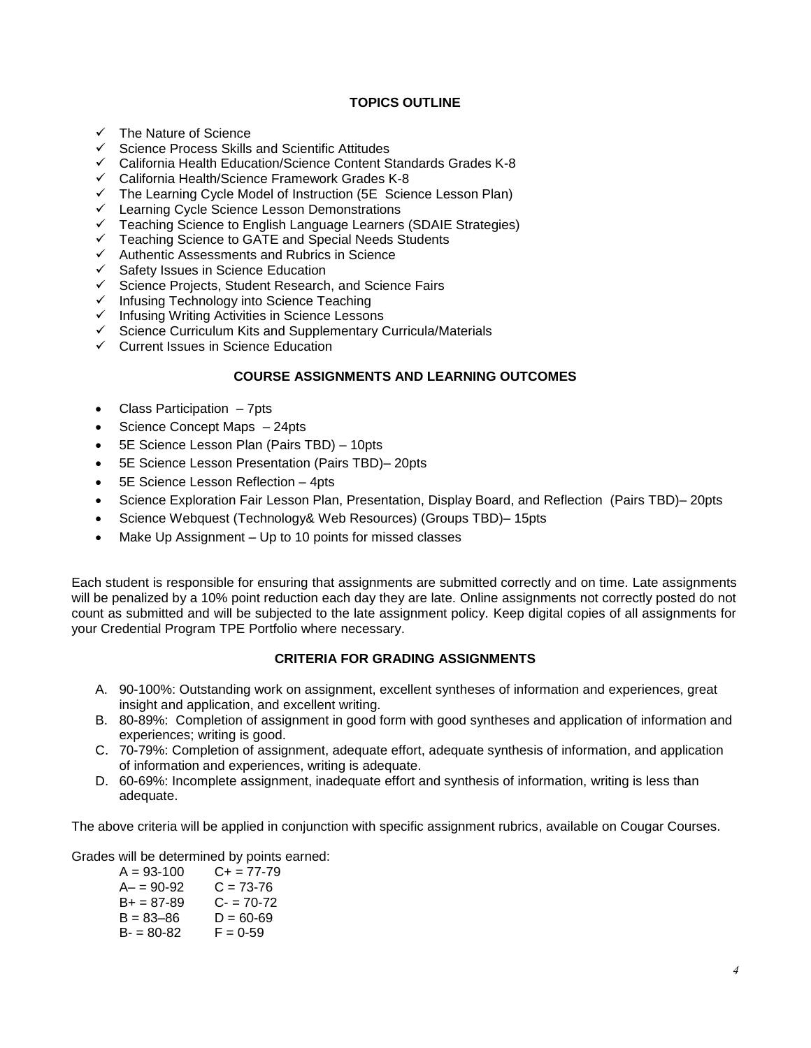## TOPICS OUTLINE

- ✓ The Nature of Science
- ✓ Science Process Skills and Scientific Attitudes
- ✓ California Health Education/Science Content Standards Grades K-8
- ✓ California Health/Science Framework Grades K-8
- ✓ The Learning Cycle Model of Instruction (5E Science Lesson Plan)
- ✓ Learning Cycle Science Lesson Demonstrations
- ✓ Teaching Science to English Language Learners (SDAIE Strategies)
- ✓ Teaching Science to GATE and Special Needs Students
- ✓ Authentic Assessments and Rubrics in Science
- ✓ Safety Issues in Science Education
- ✓ Science Projects, Student Research, and Science Fairs
- ✓ Infusing Technology into Science Teaching
- ✓ Infusing Writing Activities in Science Lessons
- ✓ Science Curriculum Kits and Supplementary Curricula/Materials
- ✓ Current Issues in Science Education

## COURSE ASSIGNMENTS AND LEARNING OUTCOMES

- Class Participation – 7pts
- Science Concept Maps – 24pts
- 5E Science Lesson Plan (Pairs TBD) – 10pts
- 5E Science Lesson Presentation (Pairs TBD)– 20pts
- 5E Science Lesson Reflection – 4pts
- Science Exploration Fair Lesson Plan, Presentation, Display Board, and Reflection (Pairs TBD)– 20pts
- Science Webquest (Technology& Web Resources) (Groups TBD)– 15pts
- Make Up Assignment – Up to 10 points for missed classes

Each student is responsible for ensuring that assignments are submitted correctly and on time. Late assignments will be penalized by a 10% point reduction each day they are late. Online assignments not correctly posted do not count as submitted and will be subjected to the late assignment policy. Keep digital copies of all assignments for your Credential Program TPE Portfolio where necessary.

## CRITERIA FOR GRADING ASSIGNMENTS

A. 90-100%: Outstanding work on assignment, excellent syntheses of information and experiences, great insight and application, and excellent writing.
B. 80-89%: Completion of assignment in good form with good syntheses and application of information and experiences; writing is good.
C. 70-79%: Completion of assignment, adequate effort, adequate synthesis of information, and application of information and experiences, writing is adequate.
D. 60-69%: Incomplete assignment, inadequate effort and synthesis of information, writing is less than adequate.

The above criteria will be applied in conjunction with specific assignment rubrics, available on Cougar Courses.

Grades will be determined by points earned:

| | |
|---|---|
| A = 93-100 | C+ = 77-79 |
| A– = 90-92 | C = 73-76 |
| B+ = 87-89 | C- = 70-72 |
| B = 83–86 | D = 60-69 |
| B- = 80-82 | F = 0-59 |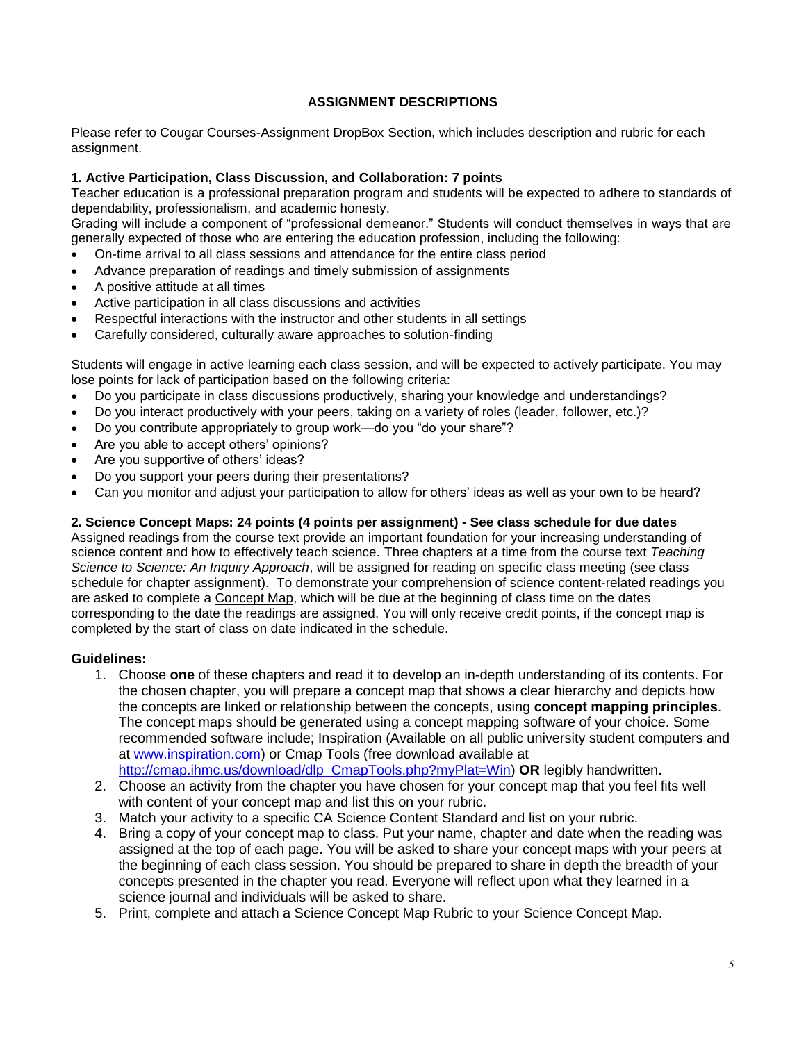## ASSIGNMENT DESCRIPTIONS

Please refer to Cougar Courses-Assignment DropBox Section, which includes description and rubric for each assignment.

### 1. Active Participation, Class Discussion, and Collaboration: 7 points

Teacher education is a professional preparation program and students will be expected to adhere to standards of dependability, professionalism, and academic honesty.

Grading will include a component of "professional demeanor." Students will conduct themselves in ways that are generally expected of those who are entering the education profession, including the following:

- On-time arrival to all class sessions and attendance for the entire class period
- Advance preparation of readings and timely submission of assignments
- A positive attitude at all times
- Active participation in all class discussions and activities
- Respectful interactions with the instructor and other students in all settings
- Carefully considered, culturally aware approaches to solution-finding

Students will engage in active learning each class session, and will be expected to actively participate. You may lose points for lack of participation based on the following criteria:

- Do you participate in class discussions productively, sharing your knowledge and understandings?
- Do you interact productively with your peers, taking on a variety of roles (leader, follower, etc.)?
- Do you contribute appropriately to group work—do you "do your share"?
- Are you able to accept others' opinions?
- Are you supportive of others' ideas?
- Do you support your peers during their presentations?
- Can you monitor and adjust your participation to allow for others' ideas as well as your own to be heard?

### 2. Science Concept Maps: 24 points (4 points per assignment) - See class schedule for due dates

Assigned readings from the course text provide an important foundation for your increasing understanding of science content and how to effectively teach science. Three chapters at a time from the course text *Teaching Science to Science: An Inquiry Approach*, will be assigned for reading on specific class meeting (see class schedule for chapter assignment). To demonstrate your comprehension of science content-related readings you are asked to complete a Concept Map, which will be due at the beginning of class time on the dates corresponding to the date the readings are assigned. You will only receive credit points, if the concept map is completed by the start of class on date indicated in the schedule.

#### Guidelines:

1. Choose **one** of these chapters and read it to develop an in-depth understanding of its contents. For the chosen chapter, you will prepare a concept map that shows a clear hierarchy and depicts how the concepts are linked or relationship between the concepts, using **concept mapping principles**. The concept maps should be generated using a concept mapping software of your choice. Some recommended software include; Inspiration (Available on all public university student computers and at www.inspiration.com) or Cmap Tools (free download available at http://cmap.ihmc.us/download/dlp_CmapTools.php?myPlat=Win) **OR** legibly handwritten.
2. Choose an activity from the chapter you have chosen for your concept map that you feel fits well with content of your concept map and list this on your rubric.
3. Match your activity to a specific CA Science Content Standard and list on your rubric.
4. Bring a copy of your concept map to class. Put your name, chapter and date when the reading was assigned at the top of each page. You will be asked to share your concept maps with your peers at the beginning of each class session. You should be prepared to share in depth the breadth of your concepts presented in the chapter you read. Everyone will reflect upon what they learned in a science journal and individuals will be asked to share.
5. Print, complete and attach a Science Concept Map Rubric to your Science Concept Map.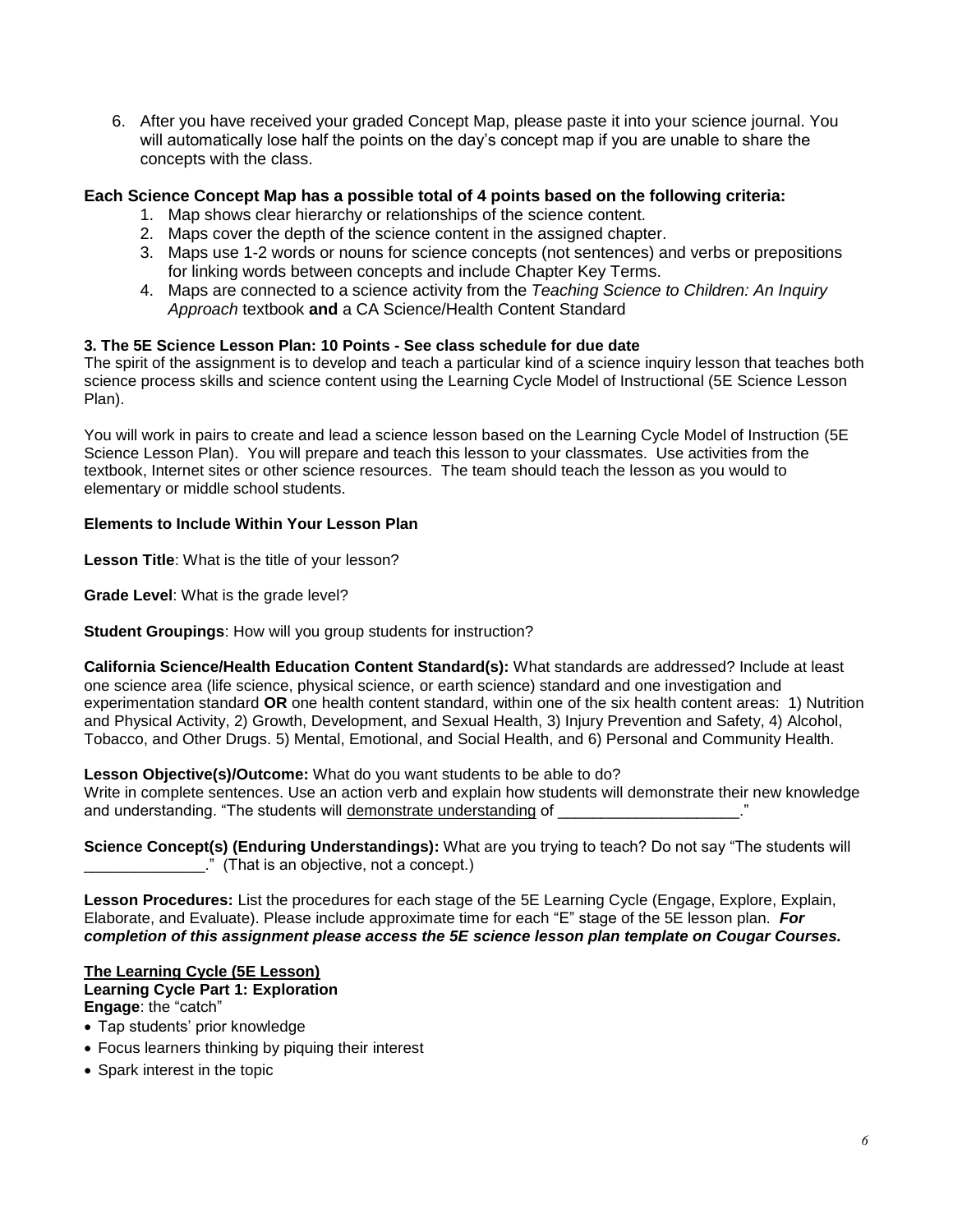6. After you have received your graded Concept Map, please paste it into your science journal. You will automatically lose half the points on the day's concept map if you are unable to share the concepts with the class.

**Each Science Concept Map has a possible total of 4 points based on the following criteria:**

1. Map shows clear hierarchy or relationships of the science content.
2. Maps cover the depth of the science content in the assigned chapter.
3. Maps use 1-2 words or nouns for science concepts (not sentences) and verbs or prepositions for linking words between concepts and include Chapter Key Terms.
4. Maps are connected to a science activity from the *Teaching Science to Children: An Inquiry Approach* textbook **and** a CA Science/Health Content Standard

**3. The 5E Science Lesson Plan: 10 Points - See class schedule for due date**

The spirit of the assignment is to develop and teach a particular kind of a science inquiry lesson that teaches both science process skills and science content using the Learning Cycle Model of Instructional (5E Science Lesson Plan).

You will work in pairs to create and lead a science lesson based on the Learning Cycle Model of Instruction (5E Science Lesson Plan). You will prepare and teach this lesson to your classmates. Use activities from the textbook, Internet sites or other science resources. The team should teach the lesson as you would to elementary or middle school students.

**Elements to Include Within Your Lesson Plan**

**Lesson Title**: What is the title of your lesson?

**Grade Level**: What is the grade level?

**Student Groupings**: How will you group students for instruction?

**California Science/Health Education Content Standard(s):** What standards are addressed? Include at least one science area (life science, physical science, or earth science) standard and one investigation and experimentation standard **OR** one health content standard, within one of the six health content areas: 1) Nutrition and Physical Activity, 2) Growth, Development, and Sexual Health, 3) Injury Prevention and Safety, 4) Alcohol, Tobacco, and Other Drugs. 5) Mental, Emotional, and Social Health, and 6) Personal and Community Health.

**Lesson Objective(s)/Outcome:** What do you want students to be able to do?
Write in complete sentences. Use an action verb and explain how students will demonstrate their new knowledge and understanding. "The students will <u>demonstrate understanding</u> of _____________________."

**Science Concept(s) (Enduring Understandings):** What are you trying to teach? Do not say "The students will ______________." (That is an objective, not a concept.)

**Lesson Procedures:** List the procedures for each stage of the 5E Learning Cycle (Engage, Explore, Explain, Elaborate, and Evaluate). Please include approximate time for each "E" stage of the 5E lesson plan. ***For completion of this assignment please access the 5E science lesson plan template on Cougar Courses.***

**<u>The Learning Cycle (5E Lesson)</u>**
**Learning Cycle Part 1: Exploration**
**Engage**: the "catch"

- Tap students' prior knowledge
- Focus learners thinking by piquing their interest
- Spark interest in the topic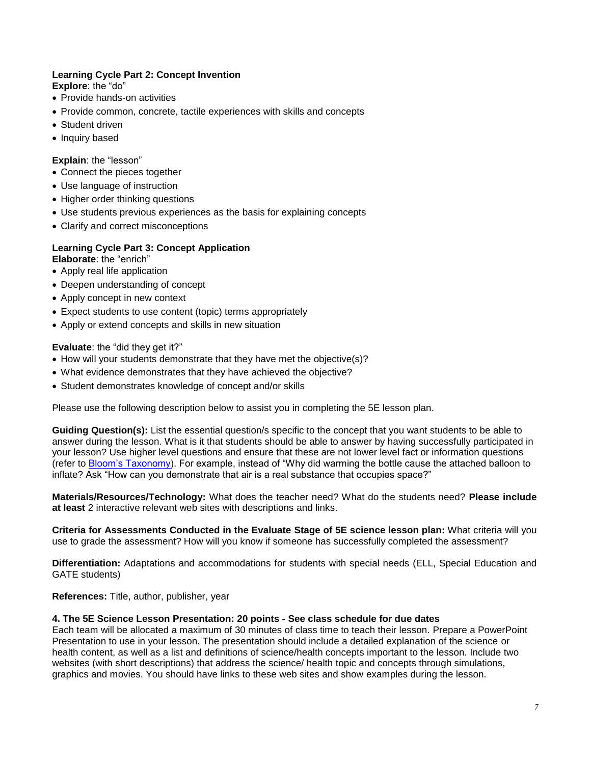**Learning Cycle Part 2: Concept Invention**

**Explore**: the "do"

- Provide hands-on activities
- Provide common, concrete, tactile experiences with skills and concepts
- Student driven
- Inquiry based

**Explain**: the "lesson"

- Connect the pieces together
- Use language of instruction
- Higher order thinking questions
- Use students previous experiences as the basis for explaining concepts
- Clarify and correct misconceptions

**Learning Cycle Part 3: Concept Application**

**Elaborate**: the "enrich"

- Apply real life application
- Deepen understanding of concept
- Apply concept in new context
- Expect students to use content (topic) terms appropriately
- Apply or extend concepts and skills in new situation

**Evaluate**: the "did they get it?"

- How will your students demonstrate that they have met the objective(s)?
- What evidence demonstrates that they have achieved the objective?
- Student demonstrates knowledge of concept and/or skills

Please use the following description below to assist you in completing the 5E lesson plan.

**Guiding Question(s):** List the essential question/s specific to the concept that you want students to be able to answer during the lesson. What is it that students should be able to answer by having successfully participated in your lesson? Use higher level questions and ensure that these are not lower level fact or information questions (refer to Bloom's Taxonomy). For example, instead of "Why did warming the bottle cause the attached balloon to inflate? Ask "How can you demonstrate that air is a real substance that occupies space?"

**Materials/Resources/Technology:** What does the teacher need? What do the students need? **Please include at least** 2 interactive relevant web sites with descriptions and links.

**Criteria for Assessments Conducted in the Evaluate Stage of 5E science lesson plan:** What criteria will you use to grade the assessment? How will you know if someone has successfully completed the assessment?

**Differentiation:** Adaptations and accommodations for students with special needs (ELL, Special Education and GATE students)

**References:** Title, author, publisher, year

**4. The 5E Science Lesson Presentation: 20 points - See class schedule for due dates**

Each team will be allocated a maximum of 30 minutes of class time to teach their lesson. Prepare a PowerPoint Presentation to use in your lesson. The presentation should include a detailed explanation of the science or health content, as well as a list and definitions of science/health concepts important to the lesson. Include two websites (with short descriptions) that address the science/ health topic and concepts through simulations, graphics and movies. You should have links to these web sites and show examples during the lesson.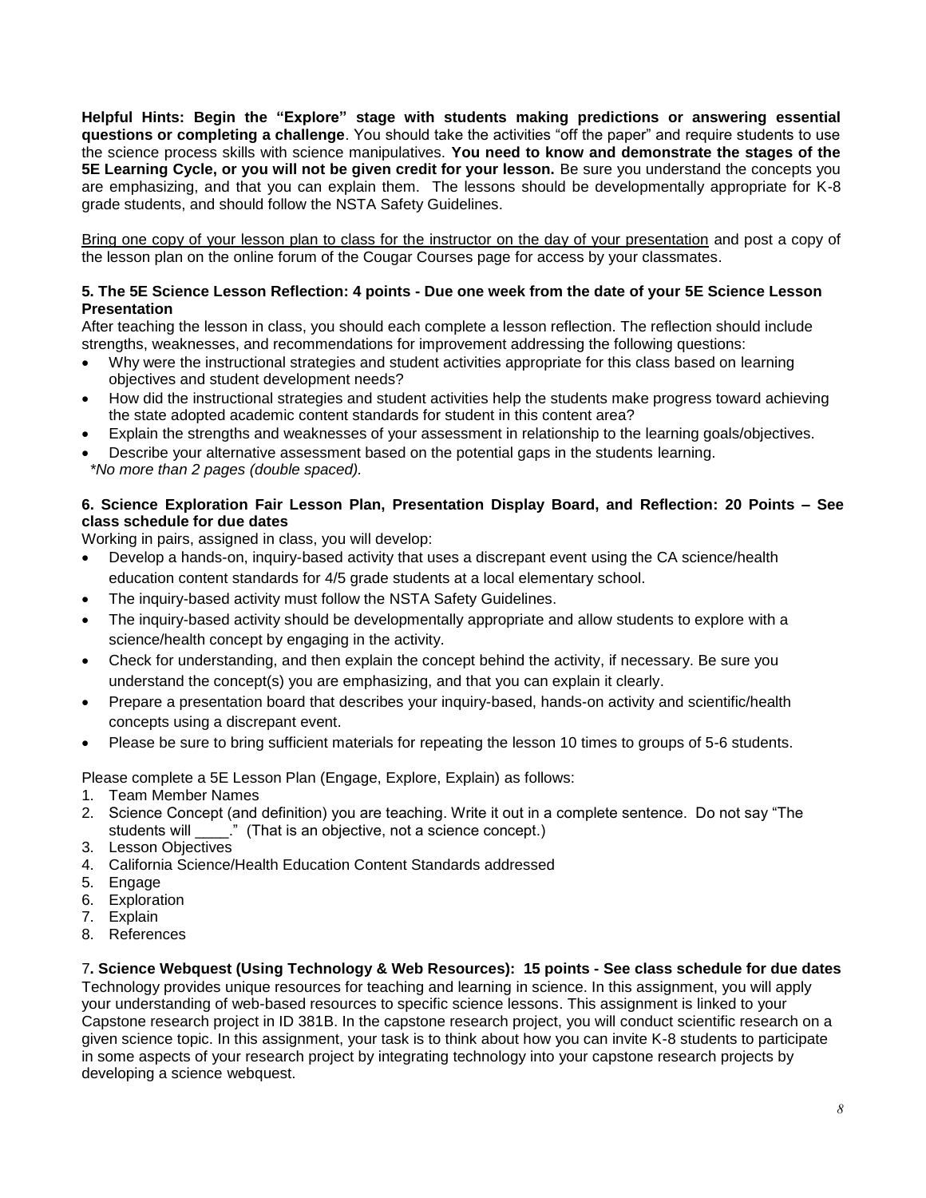**Helpful Hints: Begin the "Explore" stage with students making predictions or answering essential questions or completing a challenge**. You should take the activities "off the paper" and require students to use the science process skills with science manipulatives. **You need to know and demonstrate the stages of the 5E Learning Cycle, or you will not be given credit for your lesson.** Be sure you understand the concepts you are emphasizing, and that you can explain them. The lessons should be developmentally appropriate for K-8 grade students, and should follow the NSTA Safety Guidelines.

<u>Bring one copy of your lesson plan to class for the instructor on the day of your presentation</u> and post a copy of the lesson plan on the online forum of the Cougar Courses page for access by your classmates.

**5. The 5E Science Lesson Reflection: 4 points - Due one week from the date of your 5E Science Lesson Presentation**

After teaching the lesson in class, you should each complete a lesson reflection. The reflection should include strengths, weaknesses, and recommendations for improvement addressing the following questions:

- Why were the instructional strategies and student activities appropriate for this class based on learning objectives and student development needs?
- How did the instructional strategies and student activities help the students make progress toward achieving the state adopted academic content standards for student in this content area?
- Explain the strengths and weaknesses of your assessment in relationship to the learning goals/objectives.
- Describe your alternative assessment based on the potential gaps in the students learning.

*\*No more than 2 pages (double spaced).*

**6. Science Exploration Fair Lesson Plan, Presentation Display Board, and Reflection: 20 Points – See class schedule for due dates**

Working in pairs, assigned in class, you will develop:

- Develop a hands-on, inquiry-based activity that uses a discrepant event using the CA science/health education content standards for 4/5 grade students at a local elementary school.
- The inquiry-based activity must follow the NSTA Safety Guidelines.
- The inquiry-based activity should be developmentally appropriate and allow students to explore with a science/health concept by engaging in the activity.
- Check for understanding, and then explain the concept behind the activity, if necessary. Be sure you understand the concept(s) you are emphasizing, and that you can explain it clearly.
- Prepare a presentation board that describes your inquiry-based, hands-on activity and scientific/health concepts using a discrepant event.
- Please be sure to bring sufficient materials for repeating the lesson 10 times to groups of 5-6 students.

Please complete a 5E Lesson Plan (Engage, Explore, Explain) as follows:

1. Team Member Names
2. Science Concept (and definition) you are teaching. Write it out in a complete sentence. Do not say "The students will ____." (That is an objective, not a science concept.)
3. Lesson Objectives
4. California Science/Health Education Content Standards addressed
5. Engage
6. Exploration
7. Explain
8. References

**7. Science Webquest (Using Technology & Web Resources): 15 points - See class schedule for due dates**

Technology provides unique resources for teaching and learning in science. In this assignment, you will apply your understanding of web-based resources to specific science lessons. This assignment is linked to your Capstone research project in ID 381B. In the capstone research project, you will conduct scientific research on a given science topic. In this assignment, your task is to think about how you can invite K-8 students to participate in some aspects of your research project by integrating technology into your capstone research projects by developing a science webquest.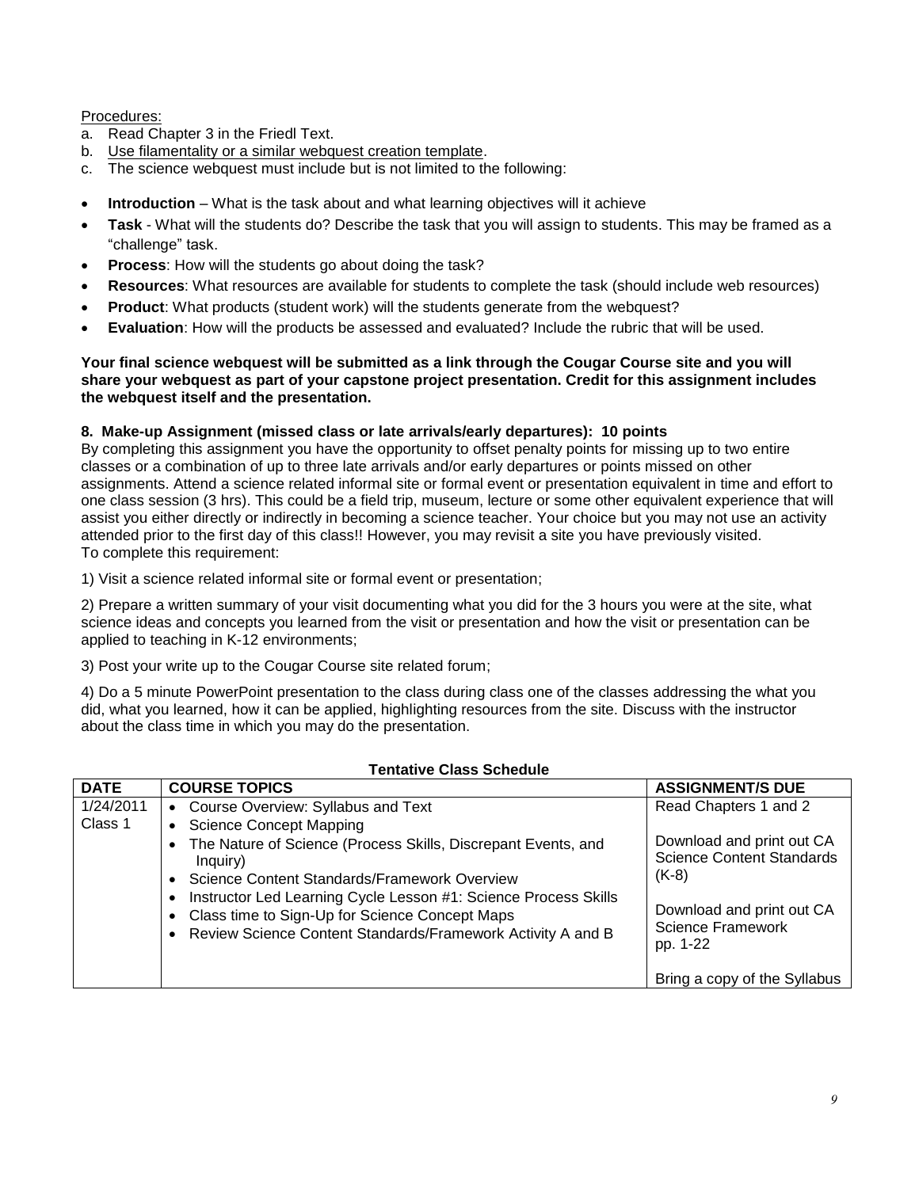Procedures:

a. Read Chapter 3 in the Friedl Text.
b. Use filamentality or a similar webquest creation template.
c. The science webquest must include but is not limited to the following:

- **Introduction** – What is the task about and what learning objectives will it achieve
- **Task** - What will the students do? Describe the task that you will assign to students. This may be framed as a "challenge" task.
- **Process**: How will the students go about doing the task?
- **Resources**: What resources are available for students to complete the task (should include web resources)
- **Product**: What products (student work) will the students generate from the webquest?
- **Evaluation**: How will the products be assessed and evaluated? Include the rubric that will be used.

**Your final science webquest will be submitted as a link through the Cougar Course site and you will share your webquest as part of your capstone project presentation. Credit for this assignment includes the webquest itself and the presentation.**

**8. Make-up Assignment (missed class or late arrivals/early departures): 10 points**

By completing this assignment you have the opportunity to offset penalty points for missing up to two entire classes or a combination of up to three late arrivals and/or early departures or points missed on other assignments. Attend a science related informal site or formal event or presentation equivalent in time and effort to one class session (3 hrs). This could be a field trip, museum, lecture or some other equivalent experience that will assist you either directly or indirectly in becoming a science teacher. Your choice but you may not use an activity attended prior to the first day of this class!! However, you may revisit a site you have previously visited.
To complete this requirement:

1) Visit a science related informal site or formal event or presentation;

2) Prepare a written summary of your visit documenting what you did for the 3 hours you were at the site, what science ideas and concepts you learned from the visit or presentation and how the visit or presentation can be applied to teaching in K-12 environments;

3) Post your write up to the Cougar Course site related forum;

4) Do a 5 minute PowerPoint presentation to the class during class one of the classes addressing the what you did, what you learned, how it can be applied, highlighting resources from the site. Discuss with the instructor about the class time in which you may do the presentation.

**Tentative Class Schedule**

| DATE | COURSE TOPICS | ASSIGNMENT/S DUE |
|---|---|---|
| 1/24/2011<br>Class 1 | • Course Overview: Syllabus and Text<br>• Science Concept Mapping<br>• The Nature of Science (Process Skills, Discrepant Events, and Inquiry)<br>• Science Content Standards/Framework Overview<br>• Instructor Led Learning Cycle Lesson #1: Science Process Skills<br>• Class time to Sign-Up for Science Concept Maps<br>• Review Science Content Standards/Framework Activity A and B | Read Chapters 1 and 2<br><br>Download and print out CA Science Content Standards (K-8)<br><br>Download and print out CA Science Framework pp. 1-22<br><br>Bring a copy of the Syllabus |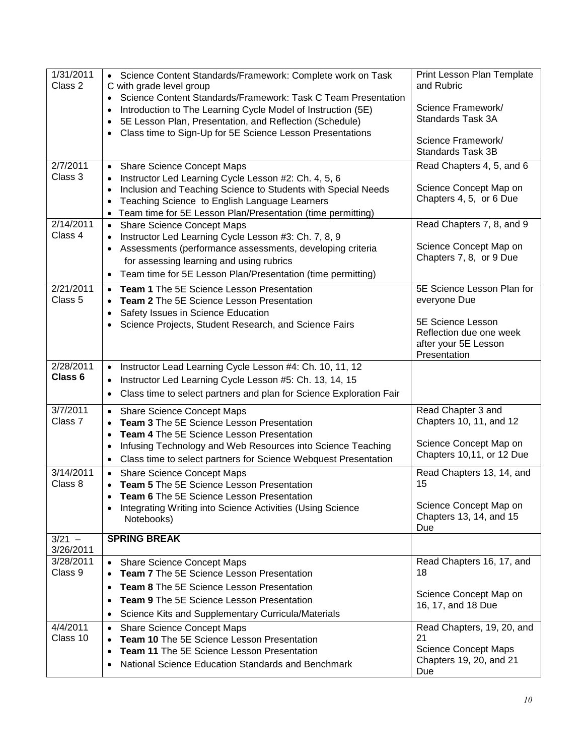| | | |
|---|---|---|
| 1/31/2011<br>Class 2 | • Science Content Standards/Framework: Complete work on Task C with grade level group<br>• Science Content Standards/Framework: Task C Team Presentation<br>• Introduction to The Learning Cycle Model of Instruction (5E)<br>• 5E Lesson Plan, Presentation, and Reflection (Schedule)<br>• Class time to Sign-Up for 5E Science Lesson Presentations | Print Lesson Plan Template and Rubric<br><br>Science Framework/ Standards Task 3A<br><br>Science Framework/ Standards Task 3B |
| 2/7/2011<br>Class 3 | • Share Science Concept Maps<br>• Instructor Led Learning Cycle Lesson #2: Ch. 4, 5, 6<br>• Inclusion and Teaching Science to Students with Special Needs<br>• Teaching Science to English Language Learners<br>• Team time for 5E Lesson Plan/Presentation (time permitting) | Read Chapters 4, 5, and 6<br><br>Science Concept Map on Chapters 4, 5, or 6 Due |
| 2/14/2011<br>Class 4 | • Share Science Concept Maps<br>• Instructor Led Learning Cycle Lesson #3: Ch. 7, 8, 9<br>• Assessments (performance assessments, developing criteria for assessing learning and using rubrics<br>• Team time for 5E Lesson Plan/Presentation (time permitting) | Read Chapters 7, 8, and 9<br><br>Science Concept Map on Chapters 7, 8, or 9 Due |
| 2/21/2011<br>Class 5 | • **Team 1** The 5E Science Lesson Presentation<br>• **Team 2** The 5E Science Lesson Presentation<br>• Safety Issues in Science Education<br>• Science Projects, Student Research, and Science Fairs | 5E Science Lesson Plan for everyone Due<br><br>5E Science Lesson Reflection due one week after your 5E Lesson Presentation |
| 2/28/2011<br>**Class 6** | • Instructor Lead Learning Cycle Lesson #4: Ch. 10, 11, 12<br>• Instructor Led Learning Cycle Lesson #5: Ch. 13, 14, 15<br>• Class time to select partners and plan for Science Exploration Fair | |
| 3/7/2011<br>Class 7 | • Share Science Concept Maps<br>• **Team 3** The 5E Science Lesson Presentation<br>• **Team 4** The 5E Science Lesson Presentation<br>• Infusing Technology and Web Resources into Science Teaching<br>• Class time to select partners for Science Webquest Presentation | Read Chapter 3 and Chapters 10, 11, and 12<br><br>Science Concept Map on Chapters 10,11, or 12 Due |
| 3/14/2011<br>Class 8 | • Share Science Concept Maps<br>• **Team 5** The 5E Science Lesson Presentation<br>• **Team 6** The 5E Science Lesson Presentation<br>• Integrating Writing into Science Activities (Using Science Notebooks) | Read Chapters 13, 14, and 15<br><br>Science Concept Map on Chapters 13, 14, and 15 Due |
| 3/21 – 3/26/2011 | **SPRING BREAK** | |
| 3/28/2011<br>Class 9 | • Share Science Concept Maps<br>• **Team 7** The 5E Science Lesson Presentation<br>• **Team 8** The 5E Science Lesson Presentation<br>• **Team 9** The 5E Science Lesson Presentation<br>• Science Kits and Supplementary Curricula/Materials | Read Chapters 16, 17, and 18<br><br>Science Concept Map on 16, 17, and 18 Due |
| 4/4/2011<br>Class 10 | • Share Science Concept Maps<br>• **Team 10** The 5E Science Lesson Presentation<br>• **Team 11** The 5E Science Lesson Presentation<br>• National Science Education Standards and Benchmark | Read Chapters, 19, 20, and 21<br>Science Concept Maps Chapters 19, 20, and 21 Due |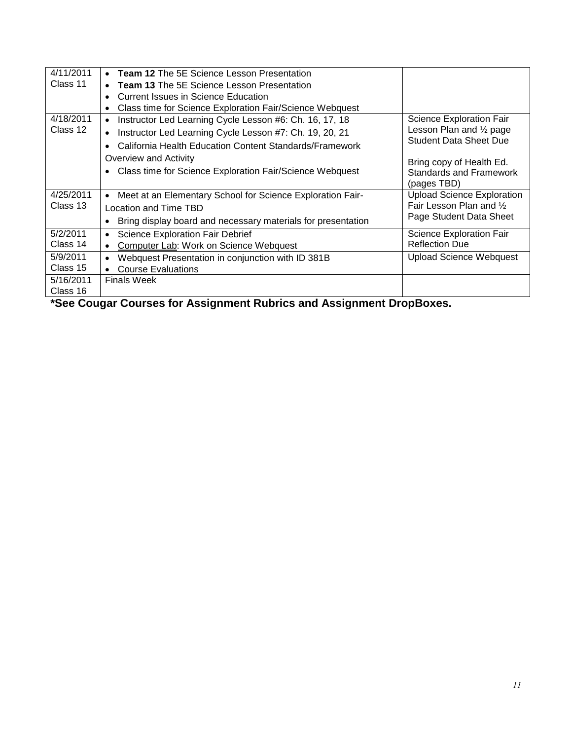| | | |
|---|---|---|
| 4/11/2011 Class 11 | • **Team 12** The 5E Science Lesson Presentation<br>• **Team 13** The 5E Science Lesson Presentation<br>• Current Issues in Science Education<br>• Class time for Science Exploration Fair/Science Webquest | |
| 4/18/2011 Class 12 | • Instructor Led Learning Cycle Lesson #6: Ch. 16, 17, 18<br>• Instructor Led Learning Cycle Lesson #7: Ch. 19, 20, 21<br>• California Health Education Content Standards/Framework Overview and Activity<br>• Class time for Science Exploration Fair/Science Webquest | Science Exploration Fair Lesson Plan and ½ page Student Data Sheet Due<br><br>Bring copy of Health Ed. Standards and Framework (pages TBD) |
| 4/25/2011 Class 13 | • Meet at an Elementary School for Science Exploration Fair-Location and Time TBD<br>• Bring display board and necessary materials for presentation | Upload Science Exploration Fair Lesson Plan and ½ Page Student Data Sheet |
| 5/2/2011 Class 14 | • Science Exploration Fair Debrief<br>• Computer Lab: Work on Science Webquest | Science Exploration Fair Reflection Due |
| 5/9/2011 Class 15 | • Webquest Presentation in conjunction with ID 381B<br>• Course Evaluations | Upload Science Webquest |
| 5/16/2011 Class 16 | Finals Week | |

**\*See Cougar Courses for Assignment Rubrics and Assignment DropBoxes.**